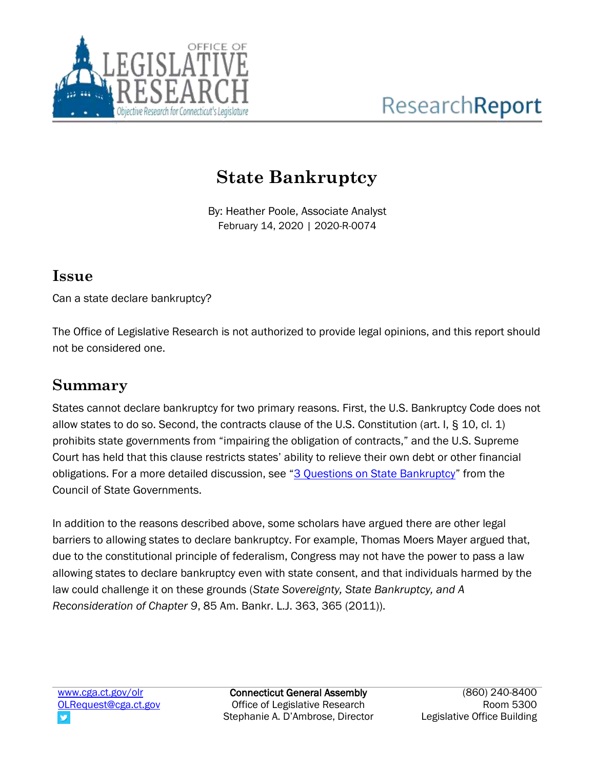# State Bankruptcy

By: Heather Poole, Associate Analyst
February 14, 2020 | 2020-R-0074

## Issue

Can a state declare bankruptcy?

The Office of Legislative Research is not authorized to provide legal opinions, and this report should not be considered one.

## Summary

States cannot declare bankruptcy for two primary reasons. First, the U.S. Bankruptcy Code does not allow states to do so. Second, the contracts clause of the U.S. Constitution (art. I, § 10, cl. 1) prohibits state governments from "impairing the obligation of contracts," and the U.S. Supreme Court has held that this clause restricts states' ability to relieve their own debt or other financial obligations. For a more detailed discussion, see "3 Questions on State Bankruptcy" from the Council of State Governments.

In addition to the reasons described above, some scholars have argued there are other legal barriers to allowing states to declare bankruptcy. For example, Thomas Moers Mayer argued that, due to the constitutional principle of federalism, Congress may not have the power to pass a law allowing states to declare bankruptcy even with state consent, and that individuals harmed by the law could challenge it on these grounds (*State Sovereignty, State Bankruptcy, and A Reconsideration of Chapter 9*, 85 Am. Bankr. L.J. 363, 365 (2011)).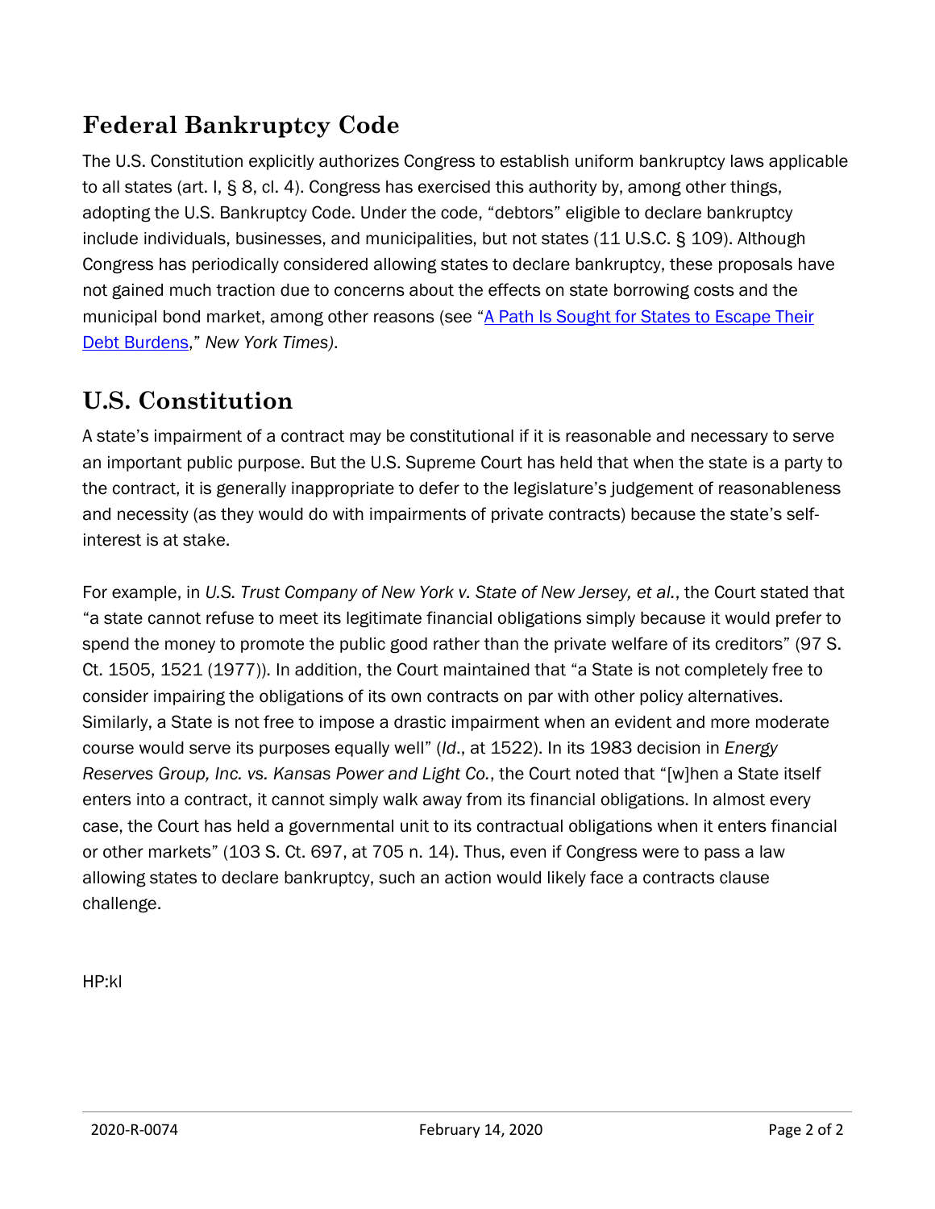## Federal Bankruptcy Code

The U.S. Constitution explicitly authorizes Congress to establish uniform bankruptcy laws applicable to all states (art. I, § 8, cl. 4). Congress has exercised this authority by, among other things, adopting the U.S. Bankruptcy Code. Under the code, "debtors" eligible to declare bankruptcy include individuals, businesses, and municipalities, but not states (11 U.S.C. § 109). Although Congress has periodically considered allowing states to declare bankruptcy, these proposals have not gained much traction due to concerns about the effects on state borrowing costs and the municipal bond market, among other reasons (see "A Path Is Sought for States to Escape Their Debt Burdens," *New York Times*).

## U.S. Constitution

A state's impairment of a contract may be constitutional if it is reasonable and necessary to serve an important public purpose. But the U.S. Supreme Court has held that when the state is a party to the contract, it is generally inappropriate to defer to the legislature's judgement of reasonableness and necessity (as they would do with impairments of private contracts) because the state's self-interest is at stake.

For example, in *U.S. Trust Company of New York v. State of New Jersey, et al.*, the Court stated that "a state cannot refuse to meet its legitimate financial obligations simply because it would prefer to spend the money to promote the public good rather than the private welfare of its creditors" (97 S. Ct. 1505, 1521 (1977)). In addition, the Court maintained that "a State is not completely free to consider impairing the obligations of its own contracts on par with other policy alternatives. Similarly, a State is not free to impose a drastic impairment when an evident and more moderate course would serve its purposes equally well" (*Id*., at 1522). In its 1983 decision in *Energy Reserves Group, Inc. vs. Kansas Power and Light Co.*, the Court noted that "[w]hen a State itself enters into a contract, it cannot simply walk away from its financial obligations. In almost every case, the Court has held a governmental unit to its contractual obligations when it enters financial or other markets" (103 S. Ct. 697, at 705 n. 14). Thus, even if Congress were to pass a law allowing states to declare bankruptcy, such an action would likely face a contracts clause challenge.

HP:kl